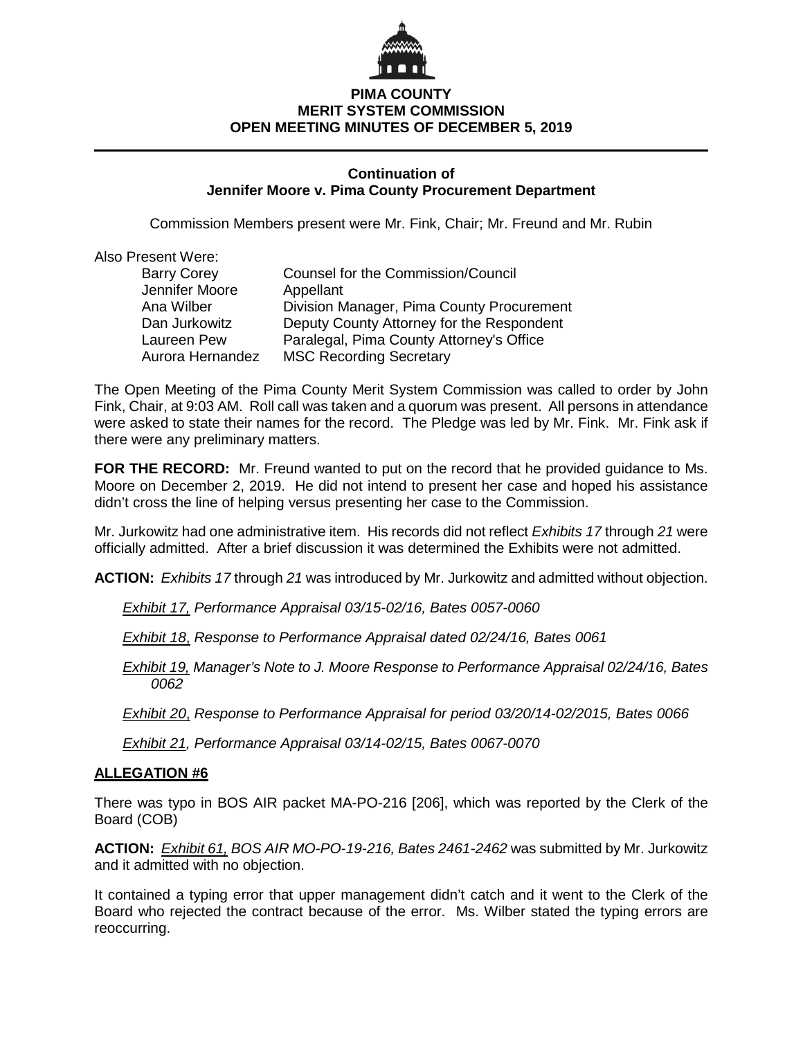# PIMA COUNTY
# MERIT SYSTEM COMMISSION
# OPEN MEETING MINUTES OF DECEMBER 5, 2019

## Continuation of Jennifer Moore v. Pima County Procurement Department

Commission Members present were Mr. Fink, Chair; Mr. Freund and Mr. Rubin

Also Present Were:

| | |
|---|---|
| Barry Corey | Counsel for the Commission/Council |
| Jennifer Moore | Appellant |
| Ana Wilber | Division Manager, Pima County Procurement |
| Dan Jurkowitz | Deputy County Attorney for the Respondent |
| Laureen Pew | Paralegal, Pima County Attorney's Office |
| Aurora Hernandez | MSC Recording Secretary |

The Open Meeting of the Pima County Merit System Commission was called to order by John Fink, Chair, at 9:03 AM. Roll call was taken and a quorum was present. All persons in attendance were asked to state their names for the record. The Pledge was led by Mr. Fink. Mr. Fink ask if there were any preliminary matters.

**FOR THE RECORD:** Mr. Freund wanted to put on the record that he provided guidance to Ms. Moore on December 2, 2019. He did not intend to present her case and hoped his assistance didn't cross the line of helping versus presenting her case to the Commission.

Mr. Jurkowitz had one administrative item. His records did not reflect *Exhibits 17* through *21* were officially admitted. After a brief discussion it was determined the Exhibits were not admitted.

**ACTION:** *Exhibits 17* through *21* was introduced by Mr. Jurkowitz and admitted without objection.

*Exhibit 17, Performance Appraisal 03/15-02/16, Bates 0057-0060*

*Exhibit 18, Response to Performance Appraisal dated 02/24/16, Bates 0061*

*Exhibit 19, Manager's Note to J. Moore Response to Performance Appraisal 02/24/16, Bates 0062*

*Exhibit 20, Response to Performance Appraisal for period 03/20/14-02/2015, Bates 0066*

*Exhibit 21, Performance Appraisal 03/14-02/15, Bates 0067-0070*

## ALLEGATION #6

There was typo in BOS AIR packet MA-PO-216 [206], which was reported by the Clerk of the Board (COB)

**ACTION:** *Exhibit 61, BOS AIR MO-PO-19-216, Bates 2461-2462* was submitted by Mr. Jurkowitz and it admitted with no objection.

It contained a typing error that upper management didn't catch and it went to the Clerk of the Board who rejected the contract because of the error. Ms. Wilber stated the typing errors are reoccurring.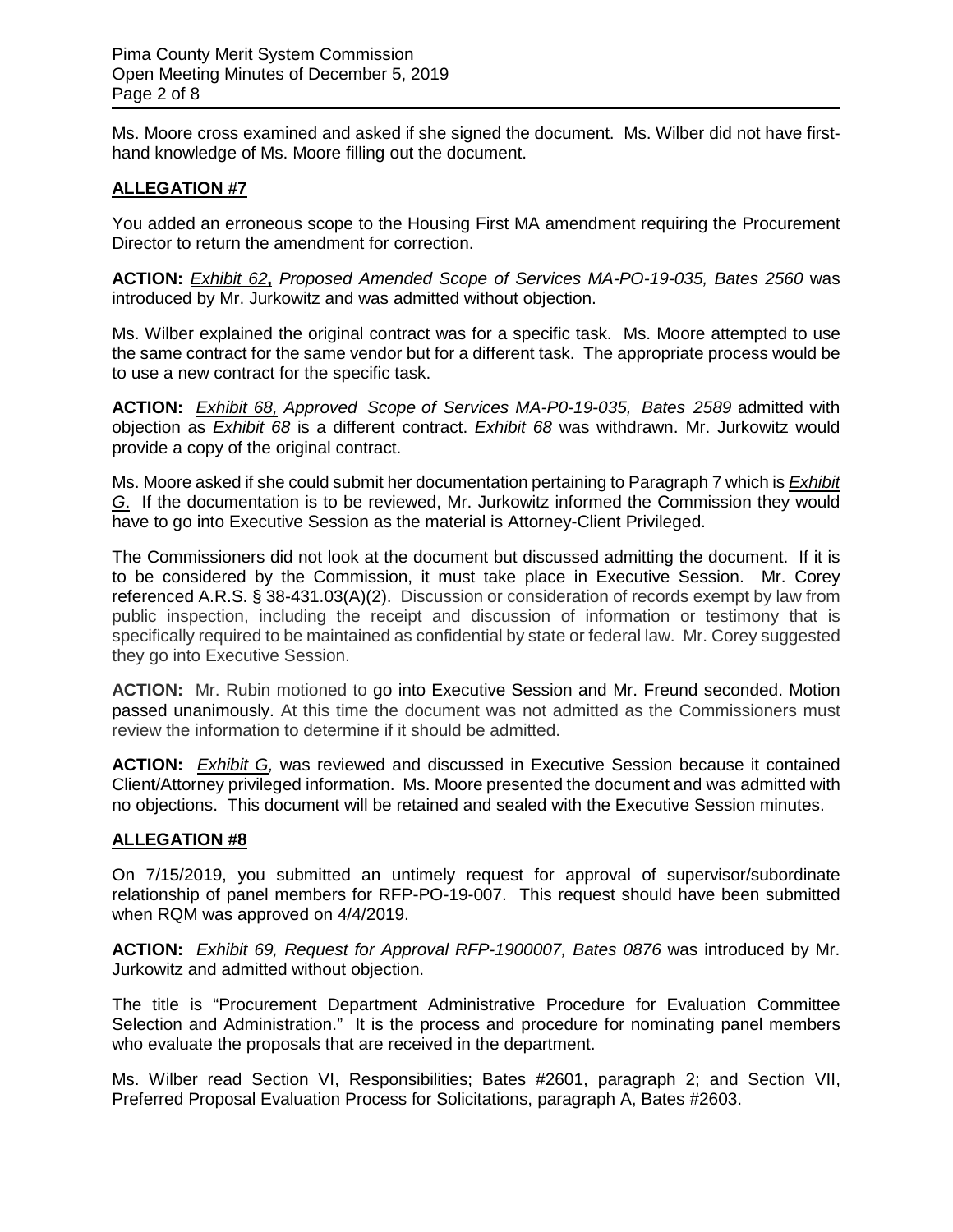Ms. Moore cross examined and asked if she signed the document. Ms. Wilber did not have first-hand knowledge of Ms. Moore filling out the document.

## **ALLEGATION #7**

You added an erroneous scope to the Housing First MA amendment requiring the Procurement Director to return the amendment for correction.

**ACTION:** *Exhibit 62***,** *Proposed Amended Scope of Services MA-PO-19-035, Bates 2560* was introduced by Mr. Jurkowitz and was admitted without objection.

Ms. Wilber explained the original contract was for a specific task. Ms. Moore attempted to use the same contract for the same vendor but for a different task. The appropriate process would be to use a new contract for the specific task.

**ACTION:** *Exhibit 68, Approved Scope of Services MA-P0-19-035, Bates 2589* admitted with objection as *Exhibit 68* is a different contract. *Exhibit 68* was withdrawn. Mr. Jurkowitz would provide a copy of the original contract.

Ms. Moore asked if she could submit her documentation pertaining to Paragraph 7 which is *Exhibit G*. If the documentation is to be reviewed, Mr. Jurkowitz informed the Commission they would have to go into Executive Session as the material is Attorney-Client Privileged.

The Commissioners did not look at the document but discussed admitting the document. If it is to be considered by the Commission, it must take place in Executive Session. Mr. Corey referenced A.R.S. § 38-431.03(A)(2). Discussion or consideration of records exempt by law from public inspection, including the receipt and discussion of information or testimony that is specifically required to be maintained as confidential by state or federal law. Mr. Corey suggested they go into Executive Session.

**ACTION:** Mr. Rubin motioned to go into Executive Session and Mr. Freund seconded. Motion passed unanimously. At this time the document was not admitted as the Commissioners must review the information to determine if it should be admitted.

**ACTION:** *Exhibit G,* was reviewed and discussed in Executive Session because it contained Client/Attorney privileged information. Ms. Moore presented the document and was admitted with no objections. This document will be retained and sealed with the Executive Session minutes.

## **ALLEGATION #8**

On 7/15/2019, you submitted an untimely request for approval of supervisor/subordinate relationship of panel members for RFP-PO-19-007. This request should have been submitted when RQM was approved on 4/4/2019.

**ACTION:** *Exhibit 69, Request for Approval RFP-1900007, Bates 0876* was introduced by Mr. Jurkowitz and admitted without objection.

The title is "Procurement Department Administrative Procedure for Evaluation Committee Selection and Administration." It is the process and procedure for nominating panel members who evaluate the proposals that are received in the department.

Ms. Wilber read Section VI, Responsibilities; Bates #2601, paragraph 2; and Section VII, Preferred Proposal Evaluation Process for Solicitations, paragraph A, Bates #2603.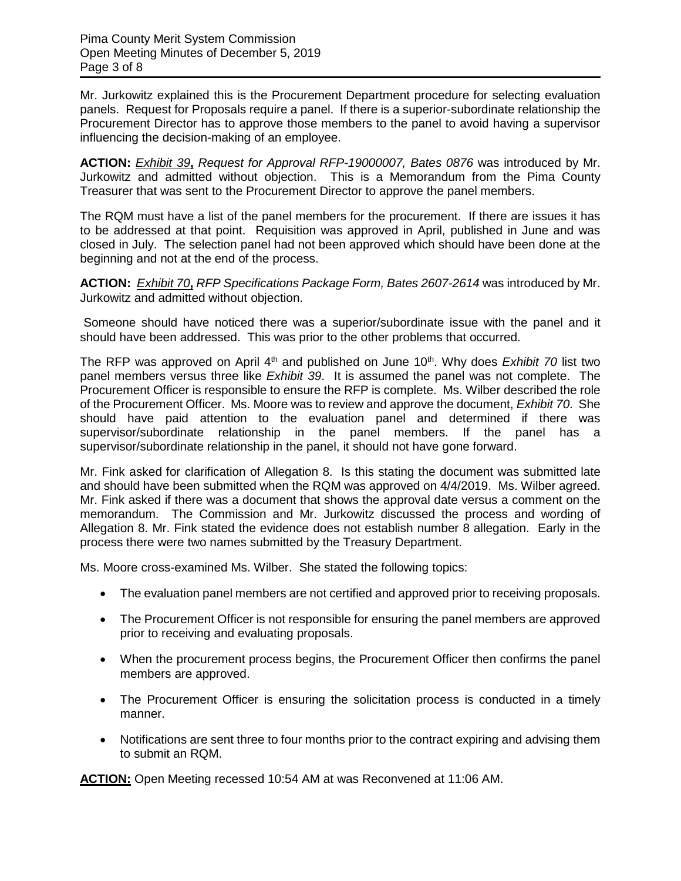Mr. Jurkowitz explained this is the Procurement Department procedure for selecting evaluation panels. Request for Proposals require a panel. If there is a superior-subordinate relationship the Procurement Director has to approve those members to the panel to avoid having a supervisor influencing the decision-making of an employee.

**ACTION:** *Exhibit 39***,** *Request for Approval RFP-19000007, Bates 0876* was introduced by Mr. Jurkowitz and admitted without objection. This is a Memorandum from the Pima County Treasurer that was sent to the Procurement Director to approve the panel members.

The RQM must have a list of the panel members for the procurement. If there are issues it has to be addressed at that point. Requisition was approved in April, published in June and was closed in July. The selection panel had not been approved which should have been done at the beginning and not at the end of the process.

**ACTION:** *Exhibit 70***,** *RFP Specifications Package Form, Bates 2607-2614* was introduced by Mr. Jurkowitz and admitted without objection.

Someone should have noticed there was a superior/subordinate issue with the panel and it should have been addressed. This was prior to the other problems that occurred.

The RFP was approved on April 4th and published on June 10th. Why does *Exhibit 70* list two panel members versus three like *Exhibit 39*. It is assumed the panel was not complete. The Procurement Officer is responsible to ensure the RFP is complete. Ms. Wilber described the role of the Procurement Officer. Ms. Moore was to review and approve the document, *Exhibit 70*. She should have paid attention to the evaluation panel and determined if there was supervisor/subordinate relationship in the panel members. If the panel has a supervisor/subordinate relationship in the panel, it should not have gone forward.

Mr. Fink asked for clarification of Allegation 8. Is this stating the document was submitted late and should have been submitted when the RQM was approved on 4/4/2019. Ms. Wilber agreed. Mr. Fink asked if there was a document that shows the approval date versus a comment on the memorandum. The Commission and Mr. Jurkowitz discussed the process and wording of Allegation 8. Mr. Fink stated the evidence does not establish number 8 allegation. Early in the process there were two names submitted by the Treasury Department.

Ms. Moore cross-examined Ms. Wilber. She stated the following topics:

- The evaluation panel members are not certified and approved prior to receiving proposals.
- The Procurement Officer is not responsible for ensuring the panel members are approved prior to receiving and evaluating proposals.
- When the procurement process begins, the Procurement Officer then confirms the panel members are approved.
- The Procurement Officer is ensuring the solicitation process is conducted in a timely manner.
- Notifications are sent three to four months prior to the contract expiring and advising them to submit an RQM.

**ACTION:** Open Meeting recessed 10:54 AM at was Reconvened at 11:06 AM.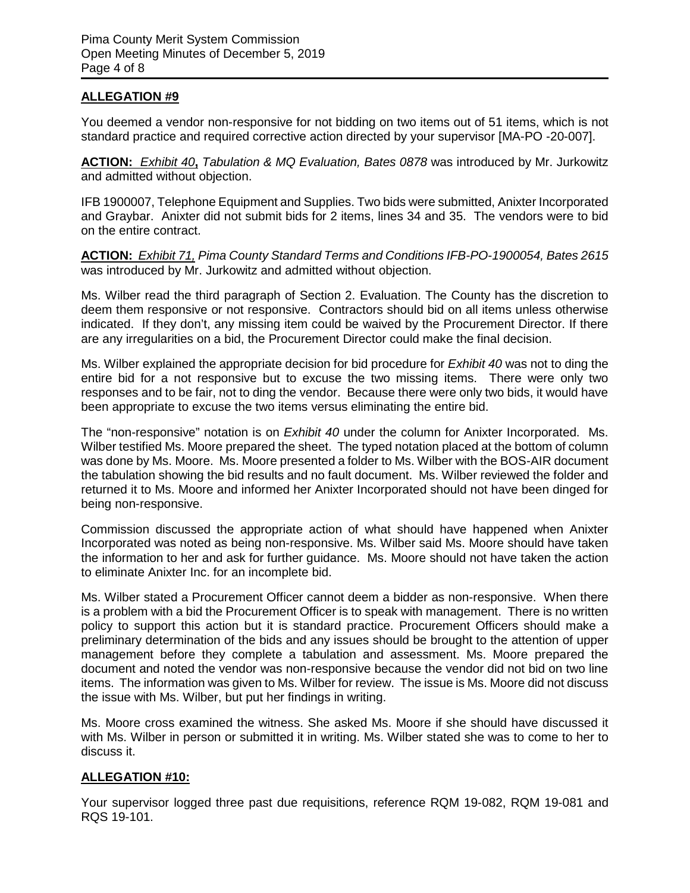## ALLEGATION #9

You deemed a vendor non-responsive for not bidding on two items out of 51 items, which is not standard practice and required corrective action directed by your supervisor [MA-PO -20-007].

**ACTION:** *Exhibit 40*, *Tabulation & MQ Evaluation, Bates 0878* was introduced by Mr. Jurkowitz and admitted without objection.

IFB 1900007, Telephone Equipment and Supplies. Two bids were submitted, Anixter Incorporated and Graybar. Anixter did not submit bids for 2 items, lines 34 and 35. The vendors were to bid on the entire contract.

**ACTION:** *Exhibit 71, Pima County Standard Terms and Conditions IFB-PO-1900054, Bates 2615* was introduced by Mr. Jurkowitz and admitted without objection.

Ms. Wilber read the third paragraph of Section 2. Evaluation. The County has the discretion to deem them responsive or not responsive. Contractors should bid on all items unless otherwise indicated. If they don't, any missing item could be waived by the Procurement Director. If there are any irregularities on a bid, the Procurement Director could make the final decision.

Ms. Wilber explained the appropriate decision for bid procedure for *Exhibit 40* was not to ding the entire bid for a not responsive but to excuse the two missing items. There were only two responses and to be fair, not to ding the vendor. Because there were only two bids, it would have been appropriate to excuse the two items versus eliminating the entire bid.

The "non-responsive" notation is on *Exhibit 40* under the column for Anixter Incorporated. Ms. Wilber testified Ms. Moore prepared the sheet. The typed notation placed at the bottom of column was done by Ms. Moore. Ms. Moore presented a folder to Ms. Wilber with the BOS-AIR document the tabulation showing the bid results and no fault document. Ms. Wilber reviewed the folder and returned it to Ms. Moore and informed her Anixter Incorporated should not have been dinged for being non-responsive.

Commission discussed the appropriate action of what should have happened when Anixter Incorporated was noted as being non-responsive. Ms. Wilber said Ms. Moore should have taken the information to her and ask for further guidance. Ms. Moore should not have taken the action to eliminate Anixter Inc. for an incomplete bid.

Ms. Wilber stated a Procurement Officer cannot deem a bidder as non-responsive. When there is a problem with a bid the Procurement Officer is to speak with management. There is no written policy to support this action but it is standard practice. Procurement Officers should make a preliminary determination of the bids and any issues should be brought to the attention of upper management before they complete a tabulation and assessment. Ms. Moore prepared the document and noted the vendor was non-responsive because the vendor did not bid on two line items. The information was given to Ms. Wilber for review. The issue is Ms. Moore did not discuss the issue with Ms. Wilber, but put her findings in writing.

Ms. Moore cross examined the witness. She asked Ms. Moore if she should have discussed it with Ms. Wilber in person or submitted it in writing. Ms. Wilber stated she was to come to her to discuss it.

## ALLEGATION #10:

Your supervisor logged three past due requisitions, reference RQM 19-082, RQM 19-081 and RQS 19-101.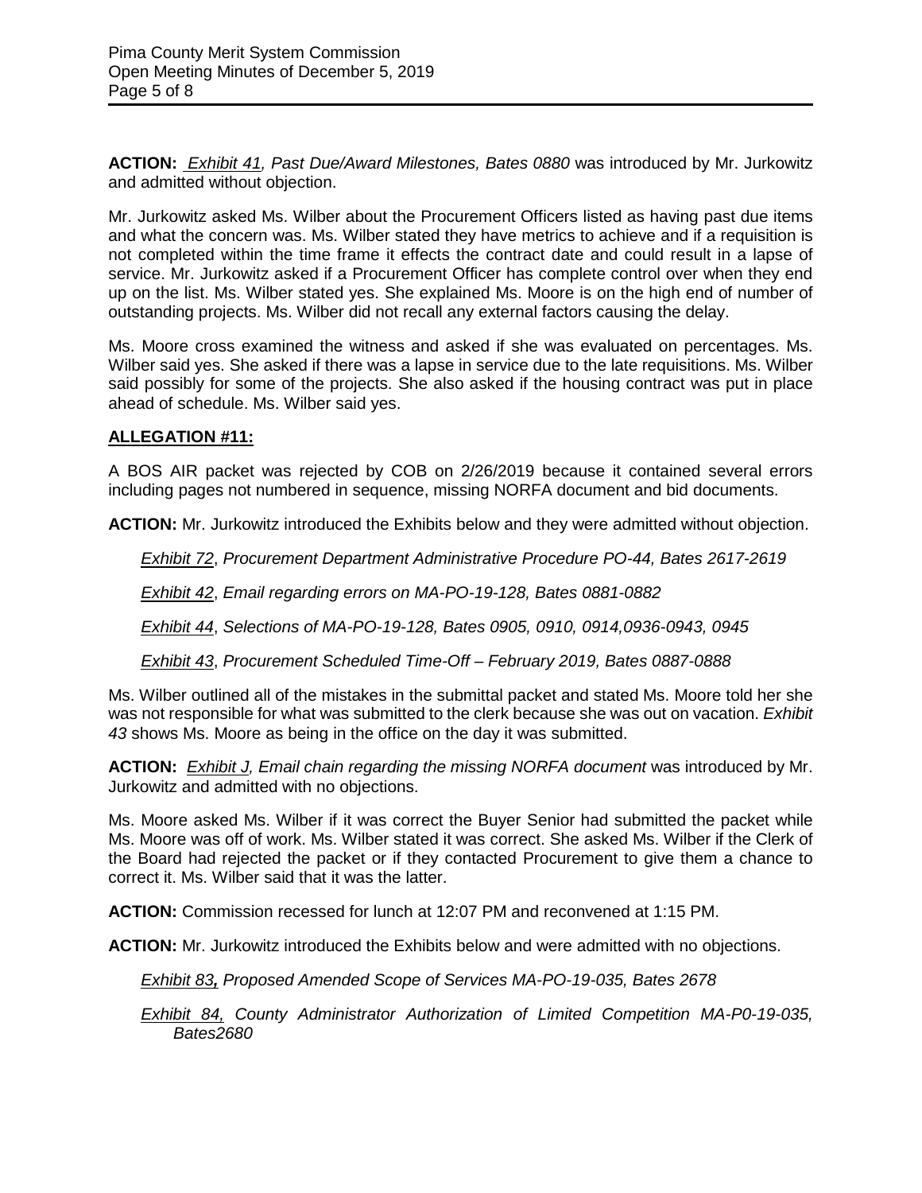**ACTION:** *Exhibit 41, Past Due/Award Milestones, Bates 0880* was introduced by Mr. Jurkowitz and admitted without objection.

Mr. Jurkowitz asked Ms. Wilber about the Procurement Officers listed as having past due items and what the concern was. Ms. Wilber stated they have metrics to achieve and if a requisition is not completed within the time frame it effects the contract date and could result in a lapse of service. Mr. Jurkowitz asked if a Procurement Officer has complete control over when they end up on the list. Ms. Wilber stated yes. She explained Ms. Moore is on the high end of number of outstanding projects. Ms. Wilber did not recall any external factors causing the delay.

Ms. Moore cross examined the witness and asked if she was evaluated on percentages. Ms. Wilber said yes. She asked if there was a lapse in service due to the late requisitions. Ms. Wilber said possibly for some of the projects. She also asked if the housing contract was put in place ahead of schedule. Ms. Wilber said yes.

**ALLEGATION #11:**

A BOS AIR packet was rejected by COB on 2/26/2019 because it contained several errors including pages not numbered in sequence, missing NORFA document and bid documents.

**ACTION:** Mr. Jurkowitz introduced the Exhibits below and they were admitted without objection.

*Exhibit 72*, *Procurement Department Administrative Procedure PO-44, Bates 2617-2619*

*Exhibit 42*, *Email regarding errors on MA-PO-19-128, Bates 0881-0882*

*Exhibit 44*, *Selections of MA-PO-19-128, Bates 0905, 0910, 0914,0936-0943, 0945*

*Exhibit 43*, *Procurement Scheduled Time-Off – February 2019, Bates 0887-0888*

Ms. Wilber outlined all of the mistakes in the submittal packet and stated Ms. Moore told her she was not responsible for what was submitted to the clerk because she was out on vacation. *Exhibit 43* shows Ms. Moore as being in the office on the day it was submitted.

**ACTION:** *Exhibit J, Email chain regarding the missing NORFA document* was introduced by Mr. Jurkowitz and admitted with no objections.

Ms. Moore asked Ms. Wilber if it was correct the Buyer Senior had submitted the packet while Ms. Moore was off of work. Ms. Wilber stated it was correct. She asked Ms. Wilber if the Clerk of the Board had rejected the packet or if they contacted Procurement to give them a chance to correct it. Ms. Wilber said that it was the latter.

**ACTION:** Commission recessed for lunch at 12:07 PM and reconvened at 1:15 PM.

**ACTION:** Mr. Jurkowitz introduced the Exhibits below and were admitted with no objections.

*Exhibit 83, Proposed Amended Scope of Services MA-PO-19-035, Bates 2678*

*Exhibit 84, County Administrator Authorization of Limited Competition MA-P0-19-035, Bates2680*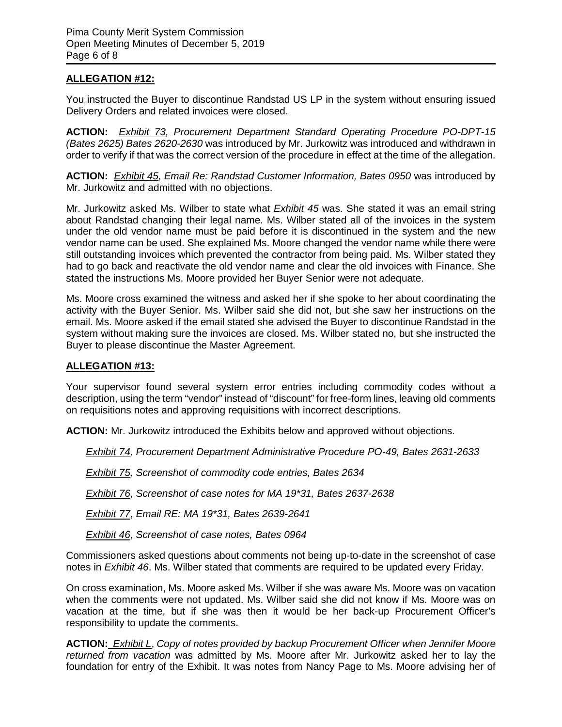## ALLEGATION #12:

You instructed the Buyer to discontinue Randstad US LP in the system without ensuring issued Delivery Orders and related invoices were closed.

**ACTION:** *Exhibit 73, Procurement Department Standard Operating Procedure PO-DPT-15 (Bates 2625) Bates 2620-2630* was introduced by Mr. Jurkowitz was introduced and withdrawn in order to verify if that was the correct version of the procedure in effect at the time of the allegation.

**ACTION:** *Exhibit 45, Email Re: Randstad Customer Information, Bates 0950* was introduced by Mr. Jurkowitz and admitted with no objections.

Mr. Jurkowitz asked Ms. Wilber to state what *Exhibit 45* was. She stated it was an email string about Randstad changing their legal name. Ms. Wilber stated all of the invoices in the system under the old vendor name must be paid before it is discontinued in the system and the new vendor name can be used. She explained Ms. Moore changed the vendor name while there were still outstanding invoices which prevented the contractor from being paid. Ms. Wilber stated they had to go back and reactivate the old vendor name and clear the old invoices with Finance. She stated the instructions Ms. Moore provided her Buyer Senior were not adequate.

Ms. Moore cross examined the witness and asked her if she spoke to her about coordinating the activity with the Buyer Senior. Ms. Wilber said she did not, but she saw her instructions on the email. Ms. Moore asked if the email stated she advised the Buyer to discontinue Randstad in the system without making sure the invoices are closed. Ms. Wilber stated no, but she instructed the Buyer to please discontinue the Master Agreement.

## ALLEGATION #13:

Your supervisor found several system error entries including commodity codes without a description, using the term "vendor" instead of "discount" for free-form lines, leaving old comments on requisitions notes and approving requisitions with incorrect descriptions.

**ACTION:** Mr. Jurkowitz introduced the Exhibits below and approved without objections.

*Exhibit 74, Procurement Department Administrative Procedure PO-49, Bates 2631-2633*

*Exhibit 75, Screenshot of commodity code entries, Bates 2634*

*Exhibit 76, Screenshot of case notes for MA 19*31, Bates 2637-2638*

*Exhibit 77, Email RE: MA 19*31, Bates 2639-2641*

*Exhibit 46, Screenshot of case notes, Bates 0964*

Commissioners asked questions about comments not being up-to-date in the screenshot of case notes in *Exhibit 46*. Ms. Wilber stated that comments are required to be updated every Friday.

On cross examination, Ms. Moore asked Ms. Wilber if she was aware Ms. Moore was on vacation when the comments were not updated. Ms. Wilber said she did not know if Ms. Moore was on vacation at the time, but if she was then it would be her back-up Procurement Officer's responsibility to update the comments.

**ACTION:** *Exhibit L, Copy of notes provided by backup Procurement Officer when Jennifer Moore returned from vacation* was admitted by Ms. Moore after Mr. Jurkowitz asked her to lay the foundation for entry of the Exhibit. It was notes from Nancy Page to Ms. Moore advising her of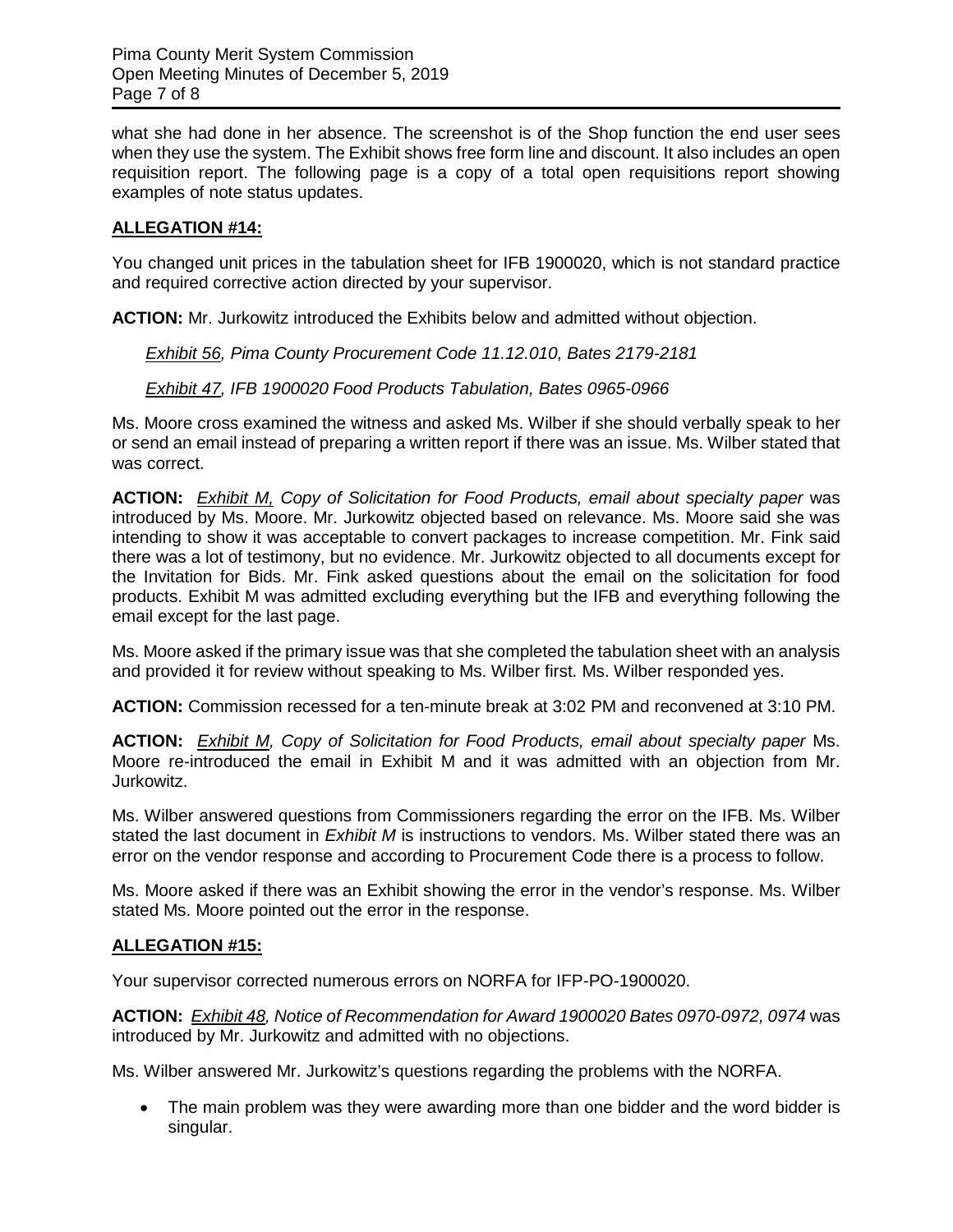what she had done in her absence. The screenshot is of the Shop function the end user sees when they use the system. The Exhibit shows free form line and discount. It also includes an open requisition report. The following page is a copy of a total open requisitions report showing examples of note status updates.

**ALLEGATION #14:**

You changed unit prices in the tabulation sheet for IFB 1900020, which is not standard practice and required corrective action directed by your supervisor.

**ACTION:** Mr. Jurkowitz introduced the Exhibits below and admitted without objection.

*Exhibit 56, Pima County Procurement Code 11.12.010, Bates 2179-2181*

*Exhibit 47, IFB 1900020 Food Products Tabulation, Bates 0965-0966*

Ms. Moore cross examined the witness and asked Ms. Wilber if she should verbally speak to her or send an email instead of preparing a written report if there was an issue. Ms. Wilber stated that was correct.

**ACTION:** *Exhibit M, Copy of Solicitation for Food Products, email about specialty paper* was introduced by Ms. Moore. Mr. Jurkowitz objected based on relevance. Ms. Moore said she was intending to show it was acceptable to convert packages to increase competition. Mr. Fink said there was a lot of testimony, but no evidence. Mr. Jurkowitz objected to all documents except for the Invitation for Bids. Mr. Fink asked questions about the email on the solicitation for food products. Exhibit M was admitted excluding everything but the IFB and everything following the email except for the last page.

Ms. Moore asked if the primary issue was that she completed the tabulation sheet with an analysis and provided it for review without speaking to Ms. Wilber first. Ms. Wilber responded yes.

**ACTION:** Commission recessed for a ten-minute break at 3:02 PM and reconvened at 3:10 PM.

**ACTION:** *Exhibit M, Copy of Solicitation for Food Products, email about specialty paper* Ms. Moore re-introduced the email in Exhibit M and it was admitted with an objection from Mr. Jurkowitz.

Ms. Wilber answered questions from Commissioners regarding the error on the IFB. Ms. Wilber stated the last document in *Exhibit M* is instructions to vendors. Ms. Wilber stated there was an error on the vendor response and according to Procurement Code there is a process to follow.

Ms. Moore asked if there was an Exhibit showing the error in the vendor's response. Ms. Wilber stated Ms. Moore pointed out the error in the response.

**ALLEGATION #15:**

Your supervisor corrected numerous errors on NORFA for IFP-PO-1900020.

**ACTION:** *Exhibit 48, Notice of Recommendation for Award 1900020 Bates 0970-0972, 0974* was introduced by Mr. Jurkowitz and admitted with no objections.

Ms. Wilber answered Mr. Jurkowitz's questions regarding the problems with the NORFA.

- The main problem was they were awarding more than one bidder and the word bidder is singular.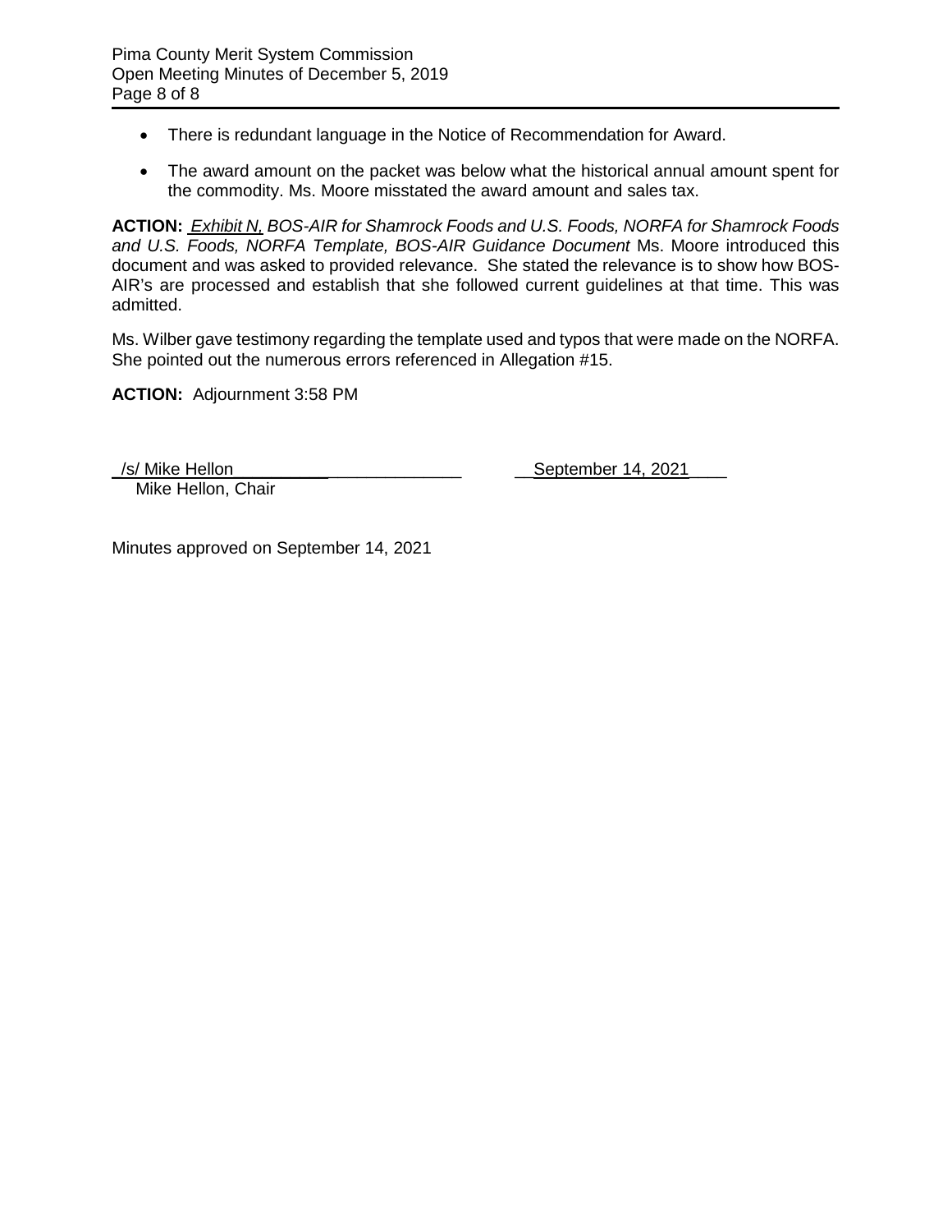- There is redundant language in the Notice of Recommendation for Award.
- The award amount on the packet was below what the historical annual amount spent for the commodity. Ms. Moore misstated the award amount and sales tax.

**ACTION:** *Exhibit N, BOS-AIR for Shamrock Foods and U.S. Foods, NORFA for Shamrock Foods and U.S. Foods, NORFA Template, BOS-AIR Guidance Document* Ms. Moore introduced this document and was asked to provided relevance. She stated the relevance is to show how BOS-AIR's are processed and establish that she followed current guidelines at that time. This was admitted.

Ms. Wilber gave testimony regarding the template used and typos that were made on the NORFA. She pointed out the numerous errors referenced in Allegation #15.

**ACTION:** Adjournment 3:58 PM

/s/ Mike Hellon
Mike Hellon, Chair

September 14, 2021

Minutes approved on September 14, 2021